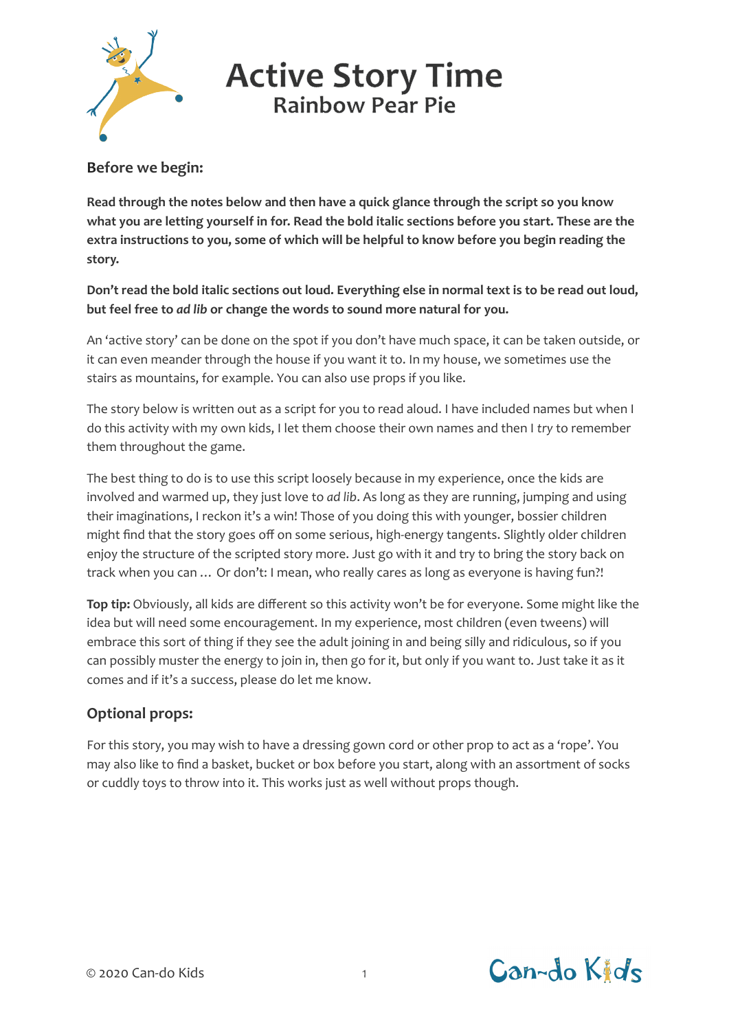# Active Story Time

## Rainbow Pear Pie

### Before we begin:

**Read through the notes below and then have a quick glance through the script so you know what you are letting yourself in for. Read the bold italic sections before you start. These are the extra instructions to you, some of which will be helpful to know before you begin reading the story.**

**Don't read the bold italic sections out loud. Everything else in normal text is to be read out loud, but feel free to *ad lib* or change the words to sound more natural for you.**

An 'active story' can be done on the spot if you don't have much space, it can be taken outside, or it can even meander through the house if you want it to. In my house, we sometimes use the stairs as mountains, for example. You can also use props if you like.

The story below is written out as a script for you to read aloud. I have included names but when I do this activity with my own kids, I let them choose their own names and then I *try* to remember them throughout the game.

The best thing to do is to use this script loosely because in my experience, once the kids are involved and warmed up, they just love to *ad lib*. As long as they are running, jumping and using their imaginations, I reckon it's a win! Those of you doing this with younger, bossier children might find that the story goes off on some serious, high-energy tangents. Slightly older children enjoy the structure of the scripted story more. Just go with it and try to bring the story back on track when you can … Or don't: I mean, who really cares as long as everyone is having fun?!

**Top tip:** Obviously, all kids are different so this activity won't be for everyone. Some might like the idea but will need some encouragement. In my experience, most children (even tweens) will embrace this sort of thing if they see the adult joining in and being silly and ridiculous, so if you can possibly muster the energy to join in, then go for it, but only if you want to. Just take it as it comes and if it's a success, please do let me know.

### Optional props:

For this story, you may wish to have a dressing gown cord or other prop to act as a 'rope'. You may also like to find a basket, bucket or box before you start, along with an assortment of socks or cuddly toys to throw into it. This works just as well without props though.

© 2020 Can-do Kids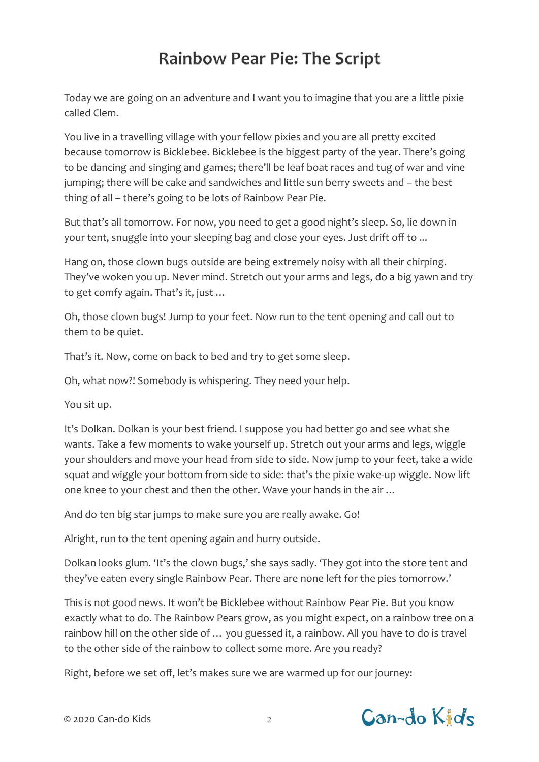# Rainbow Pear Pie: The Script

Today we are going on an adventure and I want you to imagine that you are a little pixie called Clem.

You live in a travelling village with your fellow pixies and you are all pretty excited because tomorrow is Bicklebee. Bicklebee is the biggest party of the year. There's going to be dancing and singing and games; there'll be leaf boat races and tug of war and vine jumping; there will be cake and sandwiches and little sun berry sweets and – the best thing of all – there's going to be lots of Rainbow Pear Pie.

But that's all tomorrow. For now, you need to get a good night's sleep. So, lie down in your tent, snuggle into your sleeping bag and close your eyes. Just drift off to ...

Hang on, those clown bugs outside are being extremely noisy with all their chirping. They've woken you up. Never mind. Stretch out your arms and legs, do a big yawn and try to get comfy again. That's it, just …

Oh, those clown bugs! Jump to your feet. Now run to the tent opening and call out to them to be quiet.

That's it. Now, come on back to bed and try to get some sleep.

Oh, what now?! Somebody is whispering. They need your help.

You sit up.

It's Dolkan. Dolkan is your best friend. I suppose you had better go and see what she wants. Take a few moments to wake yourself up. Stretch out your arms and legs, wiggle your shoulders and move your head from side to side. Now jump to your feet, take a wide squat and wiggle your bottom from side to side: that's the pixie wake-up wiggle. Now lift one knee to your chest and then the other. Wave your hands in the air …

And do ten big star jumps to make sure you are really awake. Go!

Alright, run to the tent opening again and hurry outside.

Dolkan looks glum. 'It's the clown bugs,' she says sadly. 'They got into the store tent and they've eaten every single Rainbow Pear. There are none left for the pies tomorrow.'

This is not good news. It won't be Bicklebee without Rainbow Pear Pie. But you know exactly what to do. The Rainbow Pears grow, as you might expect, on a rainbow tree on a rainbow hill on the other side of … you guessed it, a rainbow. All you have to do is travel to the other side of the rainbow to collect some more. Are you ready?

Right, before we set off, let's makes sure we are warmed up for our journey: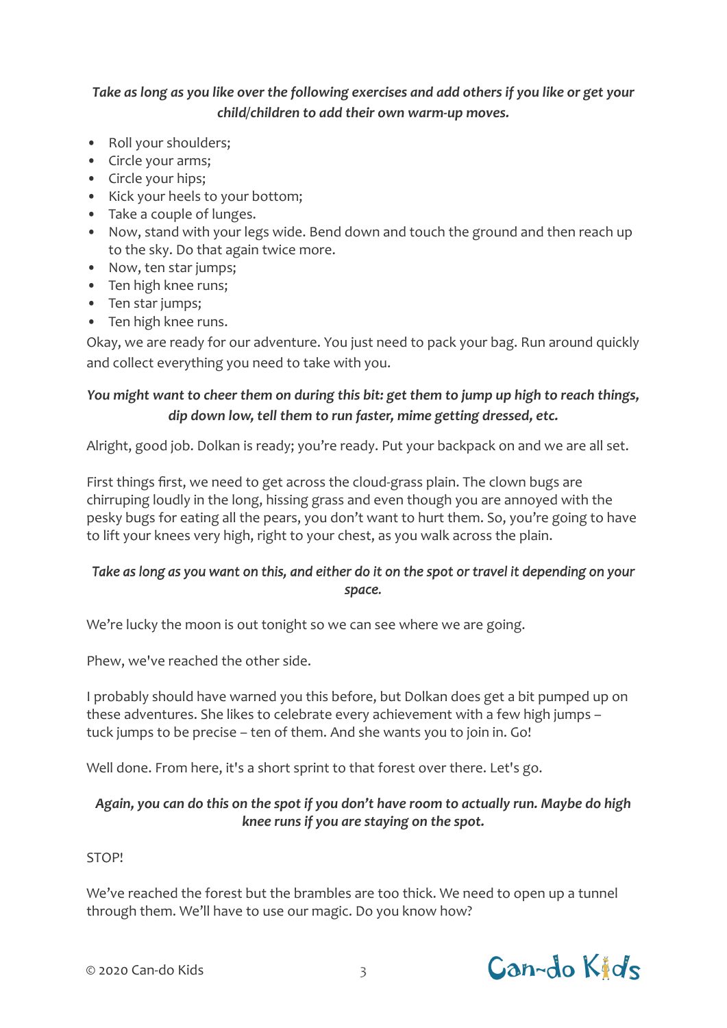***Take as long as you like over the following exercises and add others if you like or get your child/children to add their own warm-up moves.***

- Roll your shoulders;
- Circle your arms;
- Circle your hips;
- Kick your heels to your bottom;
- Take a couple of lunges.
- Now, stand with your legs wide. Bend down and touch the ground and then reach up to the sky. Do that again twice more.
- Now, ten star jumps;
- Ten high knee runs;
- Ten star jumps;
- Ten high knee runs.

Okay, we are ready for our adventure. You just need to pack your bag. Run around quickly and collect everything you need to take with you.

***You might want to cheer them on during this bit: get them to jump up high to reach things, dip down low, tell them to run faster, mime getting dressed, etc.***

Alright, good job. Dolkan is ready; you're ready. Put your backpack on and we are all set.

First things first, we need to get across the cloud-grass plain. The clown bugs are chirruping loudly in the long, hissing grass and even though you are annoyed with the pesky bugs for eating all the pears, you don't want to hurt them. So, you're going to have to lift your knees very high, right to your chest, as you walk across the plain.

***Take as long as you want on this, and either do it on the spot or travel it depending on your space.***

We're lucky the moon is out tonight so we can see where we are going.

Phew, we've reached the other side.

I probably should have warned you this before, but Dolkan does get a bit pumped up on these adventures. She likes to celebrate every achievement with a few high jumps – tuck jumps to be precise – ten of them. And she wants you to join in. Go!

Well done. From here, it's a short sprint to that forest over there. Let's go.

***Again, you can do this on the spot if you don't have room to actually run. Maybe do high knee runs if you are staying on the spot.***

STOP!

We've reached the forest but the brambles are too thick. We need to open up a tunnel through them. We'll have to use our magic. Do you know how?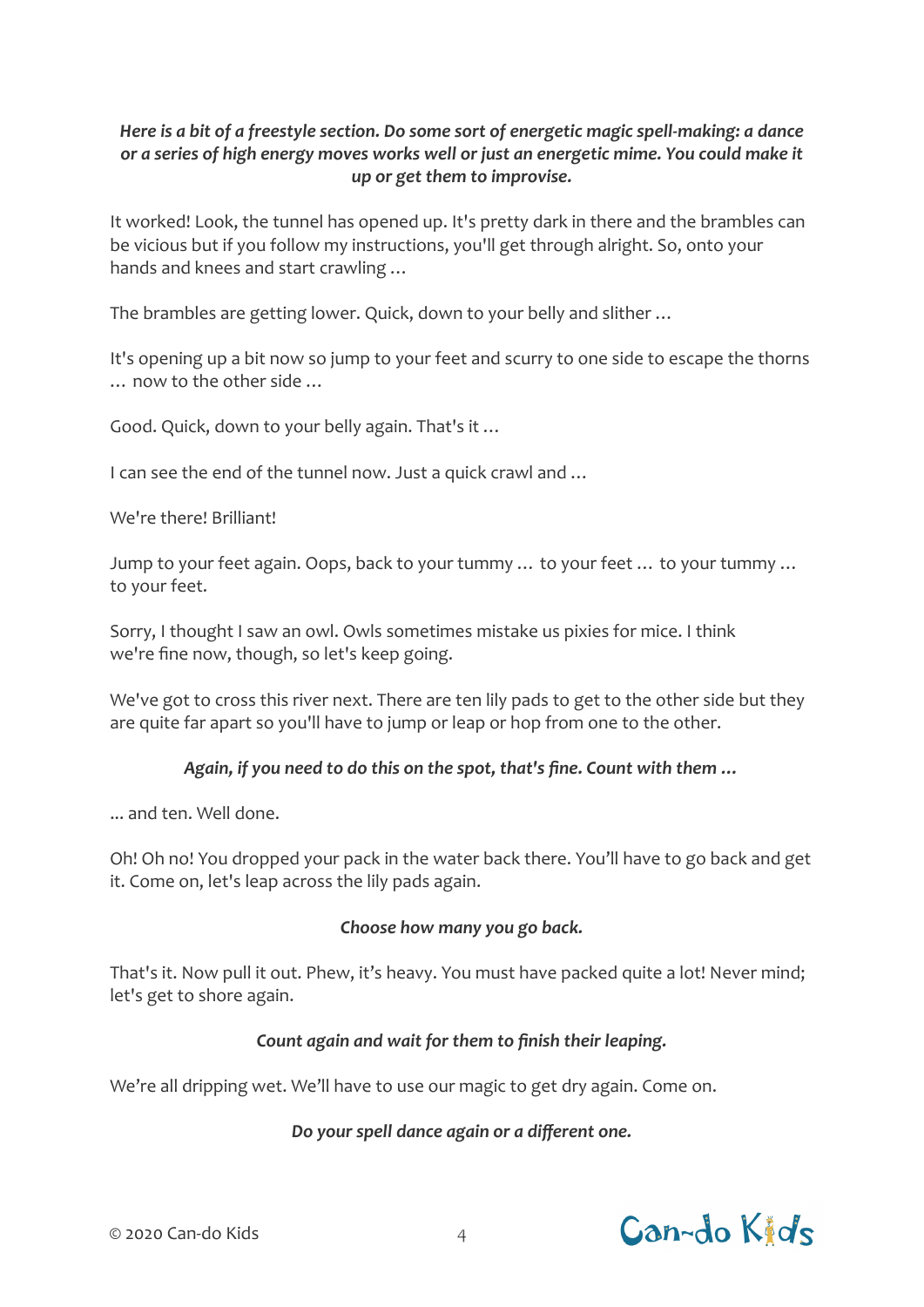***Here is a bit of a freestyle section. Do some sort of energetic magic spell-making: a dance or a series of high energy moves works well or just an energetic mime. You could make it up or get them to improvise.***

It worked! Look, the tunnel has opened up. It's pretty dark in there and the brambles can be vicious but if you follow my instructions, you'll get through alright. So, onto your hands and knees and start crawling …

The brambles are getting lower. Quick, down to your belly and slither …

It's opening up a bit now so jump to your feet and scurry to one side to escape the thorns … now to the other side …

Good. Quick, down to your belly again. That's it …

I can see the end of the tunnel now. Just a quick crawl and …

We're there! Brilliant!

Jump to your feet again. Oops, back to your tummy … to your feet … to your tummy … to your feet.

Sorry, I thought I saw an owl. Owls sometimes mistake us pixies for mice. I think we're fine now, though, so let's keep going.

We've got to cross this river next. There are ten lily pads to get to the other side but they are quite far apart so you'll have to jump or leap or hop from one to the other.

***Again, if you need to do this on the spot, that's fine. Count with them …***

... and ten. Well done.

Oh! Oh no! You dropped your pack in the water back there. You'll have to go back and get it. Come on, let's leap across the lily pads again.

***Choose how many you go back.***

That's it. Now pull it out. Phew, it's heavy. You must have packed quite a lot! Never mind; let's get to shore again.

***Count again and wait for them to finish their leaping.***

We're all dripping wet. We'll have to use our magic to get dry again. Come on.

***Do your spell dance again or a different one.***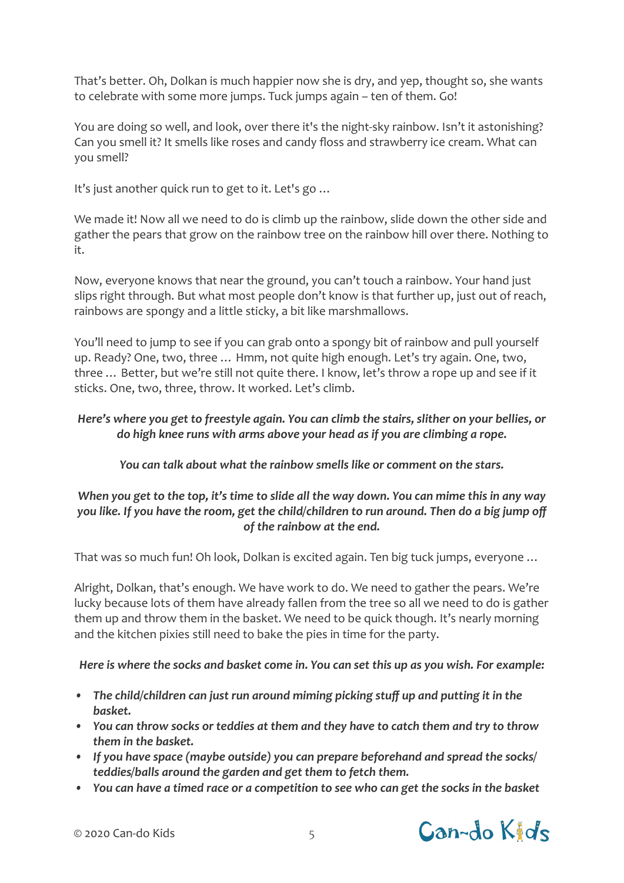That's better. Oh, Dolkan is much happier now she is dry, and yep, thought so, she wants to celebrate with some more jumps. Tuck jumps again – ten of them. Go!

You are doing so well, and look, over there it's the night-sky rainbow. Isn't it astonishing? Can you smell it? It smells like roses and candy floss and strawberry ice cream. What can you smell?

It's just another quick run to get to it. Let's go …

We made it! Now all we need to do is climb up the rainbow, slide down the other side and gather the pears that grow on the rainbow tree on the rainbow hill over there. Nothing to it.

Now, everyone knows that near the ground, you can't touch a rainbow. Your hand just slips right through. But what most people don't know is that further up, just out of reach, rainbows are spongy and a little sticky, a bit like marshmallows.

You'll need to jump to see if you can grab onto a spongy bit of rainbow and pull yourself up. Ready? One, two, three … Hmm, not quite high enough. Let's try again. One, two, three … Better, but we're still not quite there. I know, let's throw a rope up and see if it sticks. One, two, three, throw. It worked. Let's climb.

***Here's where you get to freestyle again. You can climb the stairs, slither on your bellies, or do high knee runs with arms above your head as if you are climbing a rope.***

***You can talk about what the rainbow smells like or comment on the stars.***

***When you get to the top, it's time to slide all the way down. You can mime this in any way you like. If you have the room, get the child/children to run around. Then do a big jump off of the rainbow at the end.***

That was so much fun! Oh look, Dolkan is excited again. Ten big tuck jumps, everyone …

Alright, Dolkan, that's enough. We have work to do. We need to gather the pears. We're lucky because lots of them have already fallen from the tree so all we need to do is gather them up and throw them in the basket. We need to be quick though. It's nearly morning and the kitchen pixies still need to bake the pies in time for the party.

***Here is where the socks and basket come in. You can set this up as you wish. For example:***

- ***The child/children can just run around miming picking stuff up and putting it in the basket.***
- ***You can throw socks or teddies at them and they have to catch them and try to throw them in the basket.***
- ***If you have space (maybe outside) you can prepare beforehand and spread the socks/teddies/balls around the garden and get them to fetch them.***
- ***You can have a timed race or a competition to see who can get the socks in the basket***

© 2020 Can-do Kids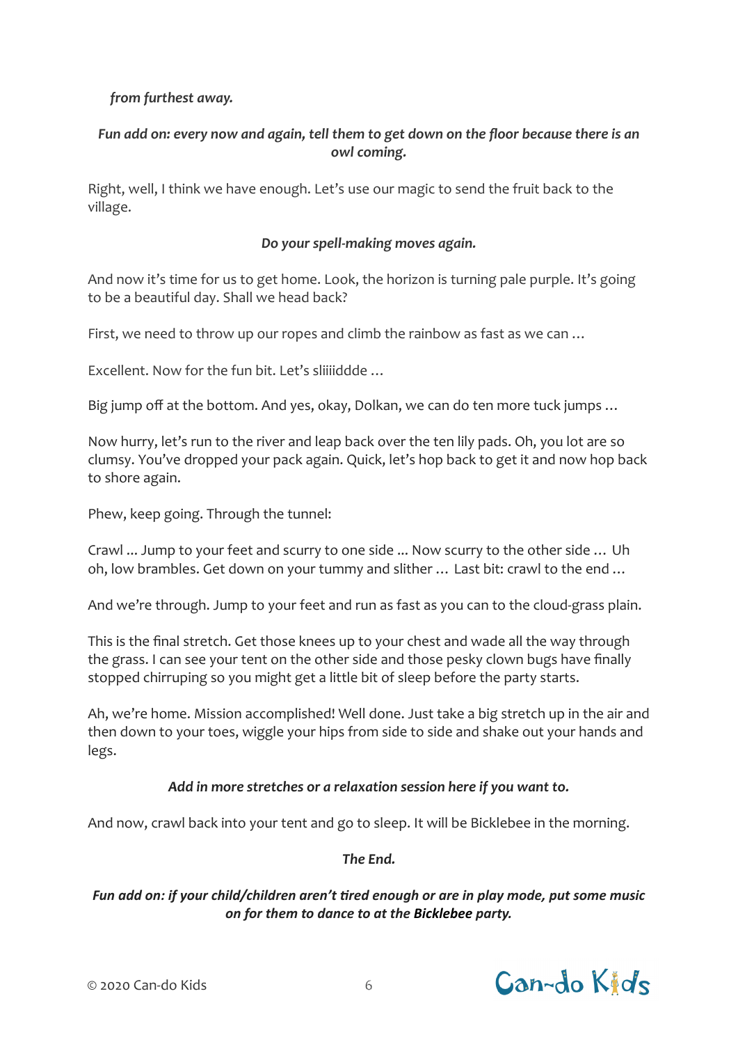*from furthest away.*

***Fun add on: every now and again, tell them to get down on the floor because there is an owl coming.***

Right, well, I think we have enough. Let's use our magic to send the fruit back to the village.

***Do your spell-making moves again.***

And now it's time for us to get home. Look, the horizon is turning pale purple. It's going to be a beautiful day. Shall we head back?

First, we need to throw up our ropes and climb the rainbow as fast as we can …

Excellent. Now for the fun bit. Let's sliiiiddde …

Big jump off at the bottom. And yes, okay, Dolkan, we can do ten more tuck jumps …

Now hurry, let's run to the river and leap back over the ten lily pads. Oh, you lot are so clumsy. You've dropped your pack again. Quick, let's hop back to get it and now hop back to shore again.

Phew, keep going. Through the tunnel:

Crawl ... Jump to your feet and scurry to one side ... Now scurry to the other side … Uh oh, low brambles. Get down on your tummy and slither … Last bit: crawl to the end …

And we're through. Jump to your feet and run as fast as you can to the cloud-grass plain.

This is the final stretch. Get those knees up to your chest and wade all the way through the grass. I can see your tent on the other side and those pesky clown bugs have finally stopped chirruping so you might get a little bit of sleep before the party starts.

Ah, we're home. Mission accomplished! Well done. Just take a big stretch up in the air and then down to your toes, wiggle your hips from side to side and shake out your hands and legs.

***Add in more stretches or a relaxation session here if you want to.***

And now, crawl back into your tent and go to sleep. It will be Bicklebee in the morning.

***The End.***

***Fun add on: if your child/children aren't tired enough or are in play mode, put some music on for them to dance to at the Bicklebee party.***

© 2020 Can-do Kids